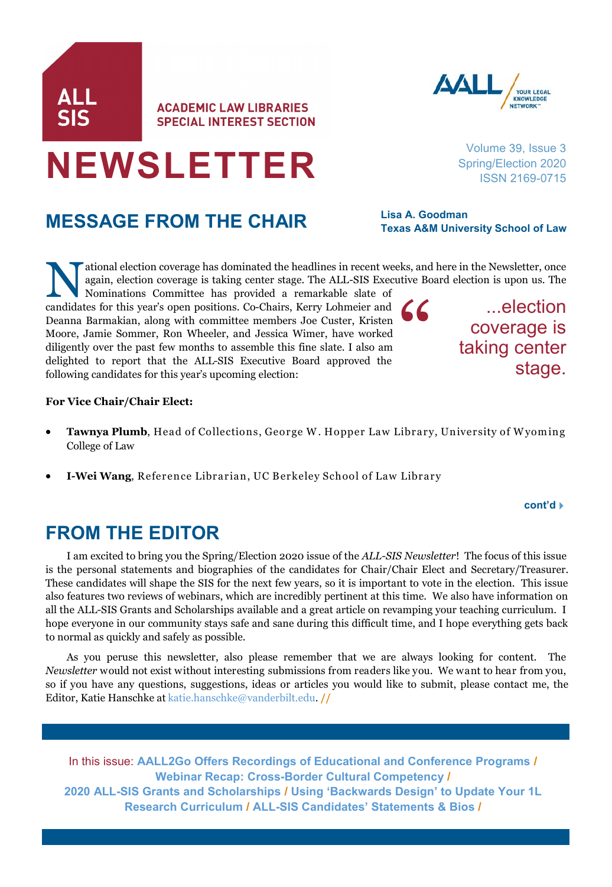ALL SIS

ACADEMIC LAW LIBRARIES SPECIAL INTEREST SECTION

# NEWSLETTER

Volume 39, Issue 3
Spring/Election 2020
ISSN 2169-0715

## MESSAGE FROM THE CHAIR

**Lisa A. Goodman**
**Texas A&M University School of Law**

National election coverage has dominated the headlines in recent weeks, and here in the Newsletter, once again, election coverage is taking center stage. The ALL-SIS Executive Board election is upon us. The Nominations Committee has provided a remarkable slate of candidates for this year's open positions. Co-Chairs, Kerry Lohmeier and Deanna Barmakian, along with committee members Joe Custer, Kristen Moore, Jamie Sommer, Ron Wheeler, and Jessica Wimer, have worked diligently over the past few months to assemble this fine slate. I also am delighted to report that the ALL-SIS Executive Board approved the following candidates for this year's upcoming election:

> "...election coverage is taking center stage.

**For Vice Chair/Chair Elect:**

- **Tawnya Plumb**, Head of Collections, George W. Hopper Law Library, University of Wyoming College of Law
- **I-Wei Wang**, Reference Librarian, UC Berkeley School of Law Library

cont'd

## FROM THE EDITOR

I am excited to bring you the Spring/Election 2020 issue of the *ALL-SIS Newsletter*! The focus of this issue is the personal statements and biographies of the candidates for Chair/Chair Elect and Secretary/Treasurer. These candidates will shape the SIS for the next few years, so it is important to vote in the election. This issue also features two reviews of webinars, which are incredibly pertinent at this time. We also have information on all the ALL-SIS Grants and Scholarships available and a great article on revamping your teaching curriculum. I hope everyone in our community stays safe and sane during this difficult time, and I hope everything gets back to normal as quickly and safely as possible.

As you peruse this newsletter, also please remember that we are always looking for content. The *Newsletter* would not exist without interesting submissions from readers like you. We want to hear from you, so if you have any questions, suggestions, ideas or articles you would like to submit, please contact me, the Editor, Katie Hanschke at katie.hanschke@vanderbilt.edu. //

In this issue: **AALL2Go Offers Recordings of Educational and Conference Programs** / **Webinar Recap: Cross-Border Cultural Competency** / **2020 ALL-SIS Grants and Scholarships** / **Using 'Backwards Design' to Update Your 1L Research Curriculum** / **ALL-SIS Candidates' Statements & Bios** /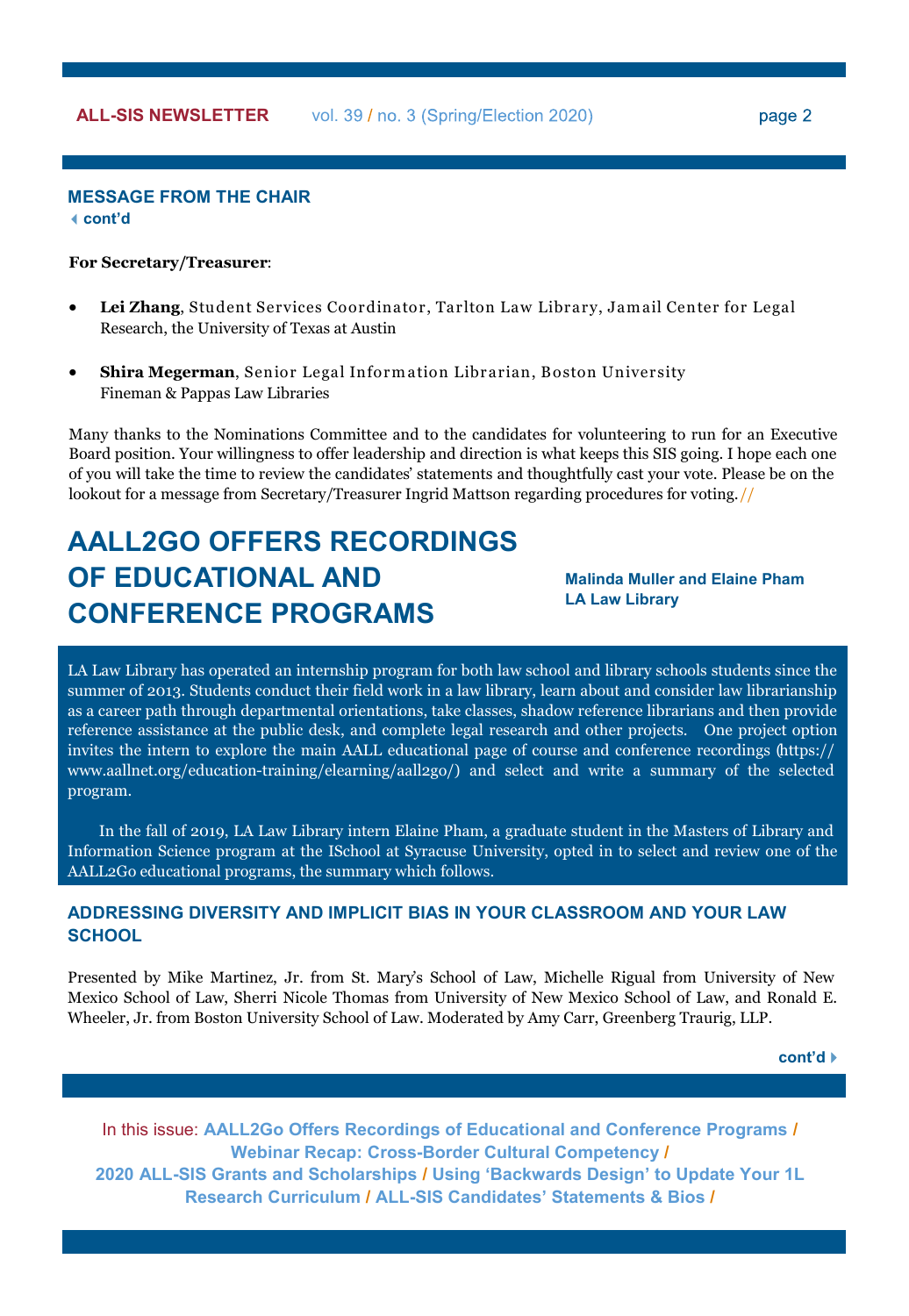## MESSAGE FROM THE CHAIR

◂ cont'd

**For Secretary/Treasurer**:

- **Lei Zhang**, Student Services Coordinator, Tarlton Law Library, Jamail Center for Legal Research, the University of Texas at Austin
- **Shira Megerman**, Senior Legal Information Librarian, Boston University Fineman & Pappas Law Libraries

Many thanks to the Nominations Committee and to the candidates for volunteering to run for an Executive Board position. Your willingness to offer leadership and direction is what keeps this SIS going. I hope each one of you will take the time to review the candidates' statements and thoughtfully cast your vote. Please be on the lookout for a message from Secretary/Treasurer Ingrid Mattson regarding procedures for voting.//

# AALL2GO OFFERS RECORDINGS OF EDUCATIONAL AND CONFERENCE PROGRAMS

**Malinda Muller and Elaine Pham**
**LA Law Library**

LA Law Library has operated an internship program for both law school and library schools students since the summer of 2013. Students conduct their field work in a law library, learn about and consider law librarianship as a career path through departmental orientations, take classes, shadow reference librarians and then provide reference assistance at the public desk, and complete legal research and other projects. One project option invites the intern to explore the main AALL educational page of course and conference recordings (https://www.aallnet.org/education-training/elearning/aall2go/) and select and write a summary of the selected program.

In the fall of 2019, LA Law Library intern Elaine Pham, a graduate student in the Masters of Library and Information Science program at the ISchool at Syracuse University, opted in to select and review one of the AALL2Go educational programs, the summary which follows.

### ADDRESSING DIVERSITY AND IMPLICIT BIAS IN YOUR CLASSROOM AND YOUR LAW SCHOOL

Presented by Mike Martinez, Jr. from St. Mary's School of Law, Michelle Rigual from University of New Mexico School of Law, Sherri Nicole Thomas from University of New Mexico School of Law, and Ronald E. Wheeler, Jr. from Boston University School of Law. Moderated by Amy Carr, Greenberg Traurig, LLP.

cont'd ▸

In this issue: **AALL2Go Offers Recordings of Educational and Conference Programs** / **Webinar Recap: Cross-Border Cultural Competency** / **2020 ALL-SIS Grants and Scholarships** / **Using 'Backwards Design' to Update Your 1L Research Curriculum** / **ALL-SIS Candidates' Statements & Bios** /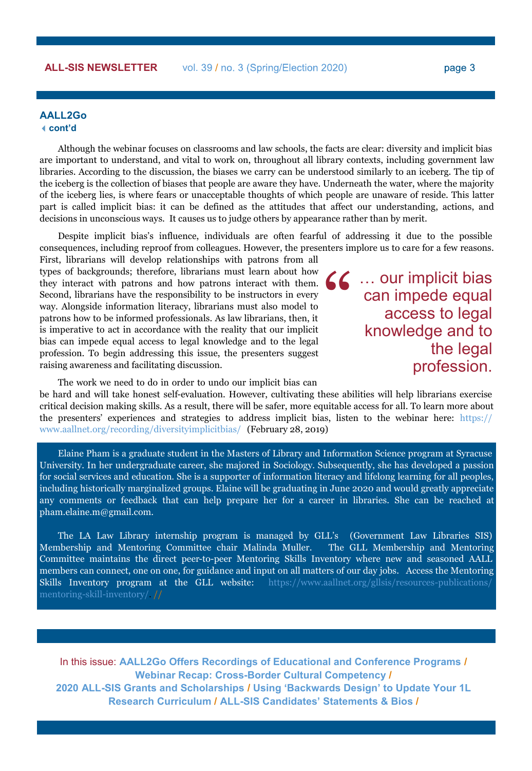**AALL2Go**
**cont'd**

Although the webinar focuses on classrooms and law schools, the facts are clear: diversity and implicit bias are important to understand, and vital to work on, throughout all library contexts, including government law libraries. According to the discussion, the biases we carry can be understood similarly to an iceberg. The tip of the iceberg is the collection of biases that people are aware they have. Underneath the water, where the majority of the iceberg lies, is where fears or unacceptable thoughts of which people are unaware of reside. This latter part is called implicit bias: it can be defined as the attitudes that affect our understanding, actions, and decisions in unconscious ways. It causes us to judge others by appearance rather than by merit.

Despite implicit bias's influence, individuals are often fearful of addressing it due to the possible consequences, including reproof from colleagues. However, the presenters implore us to care for a few reasons. First, librarians will develop relationships with patrons from all types of backgrounds; therefore, librarians must learn about how they interact with patrons and how patrons interact with them. Second, librarians have the responsibility to be instructors in every way. Alongside information literacy, librarians must also model to patrons how to be informed professionals. As law librarians, then, it is imperative to act in accordance with the reality that our implicit bias can impede equal access to legal knowledge and to the legal profession. To begin addressing this issue, the presenters suggest raising awareness and facilitating discussion.

> "… our implicit bias can impede equal access to legal knowledge and to the legal profession.

The work we need to do in order to undo our implicit bias can be hard and will take honest self-evaluation. However, cultivating these abilities will help librarians exercise critical decision making skills. As a result, there will be safer, more equitable access for all. To learn more about the presenters' experiences and strategies to address implicit bias, listen to the webinar here: https://www.aallnet.org/recording/diversityimplicitbias/ (February 28, 2019)

Elaine Pham is a graduate student in the Masters of Library and Information Science program at Syracuse University. In her undergraduate career, she majored in Sociology. Subsequently, she has developed a passion for social services and education. She is a supporter of information literacy and lifelong learning for all peoples, including historically marginalized groups. Elaine will be graduating in June 2020 and would greatly appreciate any comments or feedback that can help prepare her for a career in libraries. She can be reached at pham.elaine.m@gmail.com.

The LA Law Library internship program is managed by GLL's (Government Law Libraries SIS) Membership and Mentoring Committee chair Malinda Muller. The GLL Membership and Mentoring Committee maintains the direct peer-to-peer Mentoring Skills Inventory where new and seasoned AALL members can connect, one on one, for guidance and input on all matters of our day jobs. Access the Mentoring Skills Inventory program at the GLL website: https://www.aallnet.org/gllsis/resources-publications/mentoring-skill-inventory/. //

In this issue: **AALL2Go Offers Recordings of Educational and Conference Programs** / **Webinar Recap: Cross-Border Cultural Competency** / **2020 ALL-SIS Grants and Scholarships** / **Using 'Backwards Design' to Update Your 1L Research Curriculum** / **ALL-SIS Candidates' Statements & Bios** /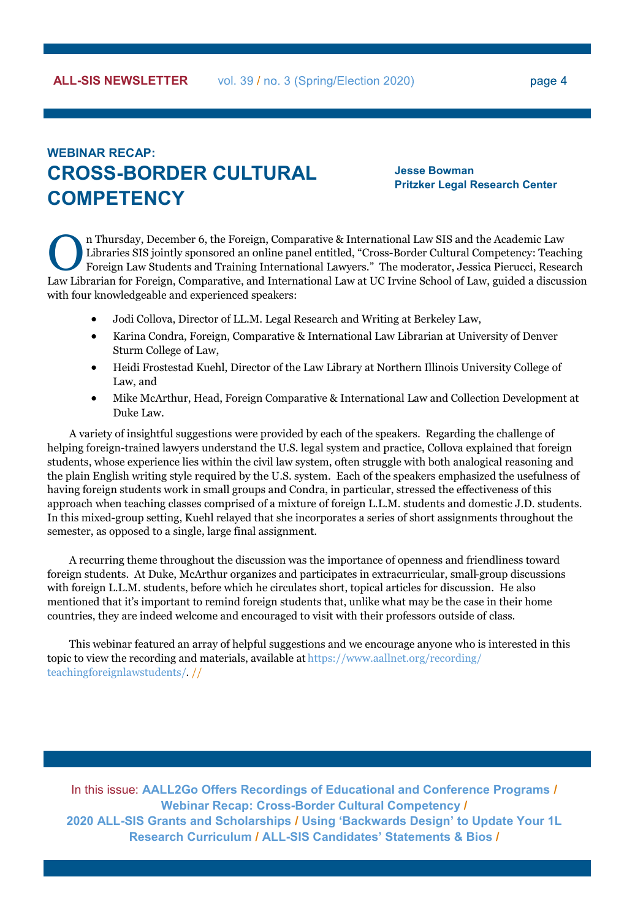## WEBINAR RECAP:

# CROSS-BORDER CULTURAL COMPETENCY

**Jesse Bowman**
**Pritzker Legal Research Center**

On Thursday, December 6, the Foreign, Comparative & International Law SIS and the Academic Law Libraries SIS jointly sponsored an online panel entitled, "Cross-Border Cultural Competency: Teaching Foreign Law Students and Training International Lawyers." The moderator, Jessica Pierucci, Research Law Librarian for Foreign, Comparative, and International Law at UC Irvine School of Law, guided a discussion with four knowledgeable and experienced speakers:

- Jodi Collova, Director of LL.M. Legal Research and Writing at Berkeley Law,
- Karina Condra, Foreign, Comparative & International Law Librarian at University of Denver Sturm College of Law,
- Heidi Frostestad Kuehl, Director of the Law Library at Northern Illinois University College of Law, and
- Mike McArthur, Head, Foreign Comparative & International Law and Collection Development at Duke Law.

A variety of insightful suggestions were provided by each of the speakers. Regarding the challenge of helping foreign-trained lawyers understand the U.S. legal system and practice, Collova explained that foreign students, whose experience lies within the civil law system, often struggle with both analogical reasoning and the plain English writing style required by the U.S. system. Each of the speakers emphasized the usefulness of having foreign students work in small groups and Condra, in particular, stressed the effectiveness of this approach when teaching classes comprised of a mixture of foreign L.L.M. students and domestic J.D. students. In this mixed-group setting, Kuehl relayed that she incorporates a series of short assignments throughout the semester, as opposed to a single, large final assignment.

A recurring theme throughout the discussion was the importance of openness and friendliness toward foreign students. At Duke, McArthur organizes and participates in extracurricular, small-group discussions with foreign L.L.M. students, before which he circulates short, topical articles for discussion. He also mentioned that it's important to remind foreign students that, unlike what may be the case in their home countries, they are indeed welcome and encouraged to visit with their professors outside of class.

This webinar featured an array of helpful suggestions and we encourage anyone who is interested in this topic to view the recording and materials, available at https://www.aallnet.org/recording/teachingforeignlawstudents/. //

In this issue: **AALL2Go Offers Recordings of Educational and Conference Programs / Webinar Recap: Cross-Border Cultural Competency / 2020 ALL-SIS Grants and Scholarships / Using 'Backwards Design' to Update Your 1L Research Curriculum / ALL-SIS Candidates' Statements & Bios /**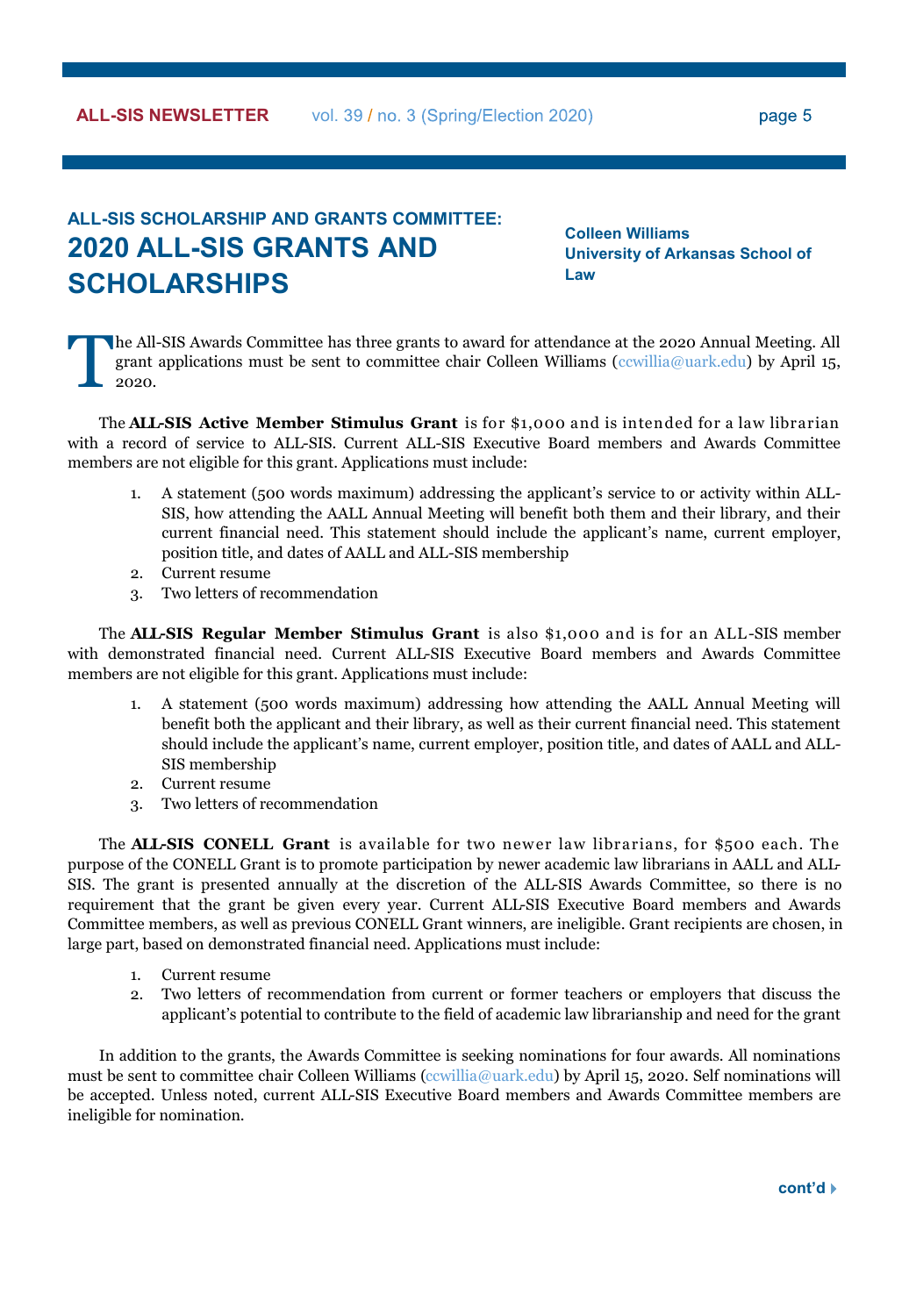## ALL-SIS SCHOLARSHIP AND GRANTS COMMITTEE:

# 2020 ALL-SIS GRANTS AND SCHOLARSHIPS

**Colleen Williams**
**University of Arkansas School of Law**

The All-SIS Awards Committee has three grants to award for attendance at the 2020 Annual Meeting. All grant applications must be sent to committee chair Colleen Williams (ccwillia@uark.edu) by April 15, 2020.

The **ALL-SIS Active Member Stimulus Grant** is for $1,000 and is intended for a law librarian with a record of service to ALL-SIS. Current ALL-SIS Executive Board members and Awards Committee members are not eligible for this grant. Applications must include:

1. A statement (500 words maximum) addressing the applicant's service to or activity within ALL-SIS, how attending the AALL Annual Meeting will benefit both them and their library, and their current financial need. This statement should include the applicant's name, current employer, position title, and dates of AALL and ALL-SIS membership
2. Current resume
3. Two letters of recommendation

The **ALL-SIS Regular Member Stimulus Grant** is also $1,000 and is for an ALL-SIS member with demonstrated financial need. Current ALL-SIS Executive Board members and Awards Committee members are not eligible for this grant. Applications must include:

1. A statement (500 words maximum) addressing how attending the AALL Annual Meeting will benefit both the applicant and their library, as well as their current financial need. This statement should include the applicant's name, current employer, position title, and dates of AALL and ALL-SIS membership
2. Current resume
3. Two letters of recommendation

The **ALL-SIS CONELL Grant** is available for two newer law librarians, for $500 each. The purpose of the CONELL Grant is to promote participation by newer academic law librarians in AALL and ALL-SIS. The grant is presented annually at the discretion of the ALL-SIS Awards Committee, so there is no requirement that the grant be given every year. Current ALL-SIS Executive Board members and Awards Committee members, as well as previous CONELL Grant winners, are ineligible. Grant recipients are chosen, in large part, based on demonstrated financial need. Applications must include:

1. Current resume
2. Two letters of recommendation from current or former teachers or employers that discuss the applicant's potential to contribute to the field of academic law librarianship and need for the grant

In addition to the grants, the Awards Committee is seeking nominations for four awards. All nominations must be sent to committee chair Colleen Williams (ccwillia@uark.edu) by April 15, 2020. Self nominations will be accepted. Unless noted, current ALL-SIS Executive Board members and Awards Committee members are ineligible for nomination.

cont'd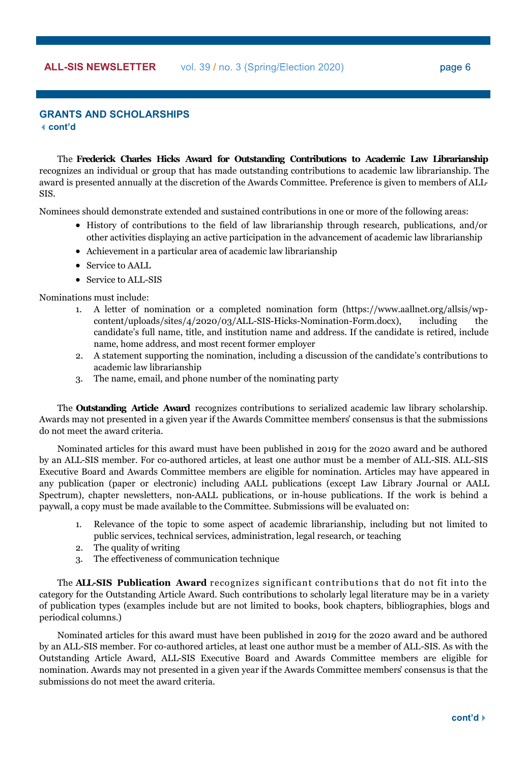## GRANTS AND SCHOLARSHIPS

**cont'd**

The **Frederick Charles Hicks Award for Outstanding Contributions to Academic Law Librarianship** recognizes an individual or group that has made outstanding contributions to academic law librarianship. The award is presented annually at the discretion of the Awards Committee. Preference is given to members of ALL-SIS.

Nominees should demonstrate extended and sustained contributions in one or more of the following areas:

- History of contributions to the field of law librarianship through research, publications, and/or other activities displaying an active participation in the advancement of academic law librarianship
- Achievement in a particular area of academic law librarianship
- Service to AALL
- Service to ALL-SIS

Nominations must include:

1. A letter of nomination or a completed nomination form (https://www.aallnet.org/allsis/wp-content/uploads/sites/4/2020/03/ALL-SIS-Hicks-Nomination-Form.docx), including the candidate's full name, title, and institution name and address. If the candidate is retired, include name, home address, and most recent former employer
2. A statement supporting the nomination, including a discussion of the candidate's contributions to academic law librarianship
3. The name, email, and phone number of the nominating party

The **Outstanding Article Award** recognizes contributions to serialized academic law library scholarship. Awards may not presented in a given year if the Awards Committee members' consensus is that the submissions do not meet the award criteria.

Nominated articles for this award must have been published in 2019 for the 2020 award and be authored by an ALL-SIS member. For co-authored articles, at least one author must be a member of ALL-SIS. ALL-SIS Executive Board and Awards Committee members are eligible for nomination. Articles may have appeared in any publication (paper or electronic) including AALL publications (except Law Library Journal or AALL Spectrum), chapter newsletters, non-AALL publications, or in-house publications. If the work is behind a paywall, a copy must be made available to the Committee. Submissions will be evaluated on:

1. Relevance of the topic to some aspect of academic librarianship, including but not limited to public services, technical services, administration, legal research, or teaching
2. The quality of writing
3. The effectiveness of communication technique

The **ALL-SIS Publication Award** recognizes significant contributions that do not fit into the category for the Outstanding Article Award. Such contributions to scholarly legal literature may be in a variety of publication types (examples include but are not limited to books, book chapters, bibliographies, blogs and periodical columns.)

Nominated articles for this award must have been published in 2019 for the 2020 award and be authored by an ALL-SIS member. For co-authored articles, at least one author must be a member of ALL-SIS. As with the Outstanding Article Award, ALL-SIS Executive Board and Awards Committee members are eligible for nomination. Awards may not presented in a given year if the Awards Committee members' consensus is that the submissions do not meet the award criteria.

**cont'd**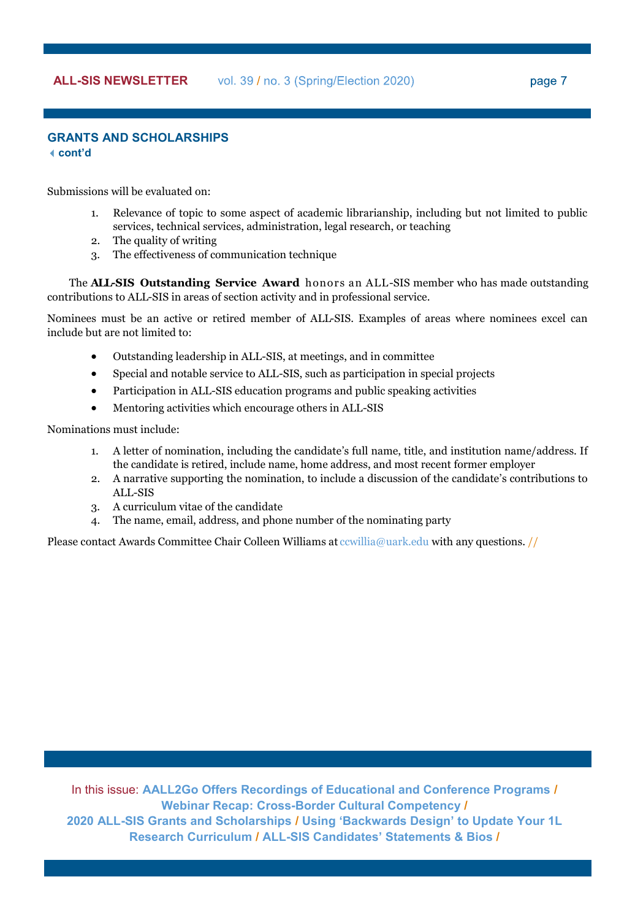## GRANTS AND SCHOLARSHIPS

cont'd

Submissions will be evaluated on:

1. Relevance of topic to some aspect of academic librarianship, including but not limited to public services, technical services, administration, legal research, or teaching
2. The quality of writing
3. The effectiveness of communication technique

The **ALL-SIS Outstanding Service Award** honors an ALL-SIS member who has made outstanding contributions to ALL-SIS in areas of section activity and in professional service.

Nominees must be an active or retired member of ALL-SIS. Examples of areas where nominees excel can include but are not limited to:

- Outstanding leadership in ALL-SIS, at meetings, and in committee
- Special and notable service to ALL-SIS, such as participation in special projects
- Participation in ALL-SIS education programs and public speaking activities
- Mentoring activities which encourage others in ALL-SIS

Nominations must include:

1. A letter of nomination, including the candidate's full name, title, and institution name/address. If the candidate is retired, include name, home address, and most recent former employer
2. A narrative supporting the nomination, to include a discussion of the candidate's contributions to ALL-SIS
3. A curriculum vitae of the candidate
4. The name, email, address, and phone number of the nominating party

Please contact Awards Committee Chair Colleen Williams at ccwillia@uark.edu with any questions. //

In this issue: AALL2Go Offers Recordings of Educational and Conference Programs / Webinar Recap: Cross-Border Cultural Competency / 2020 ALL-SIS Grants and Scholarships / Using 'Backwards Design' to Update Your 1L Research Curriculum / ALL-SIS Candidates' Statements & Bios /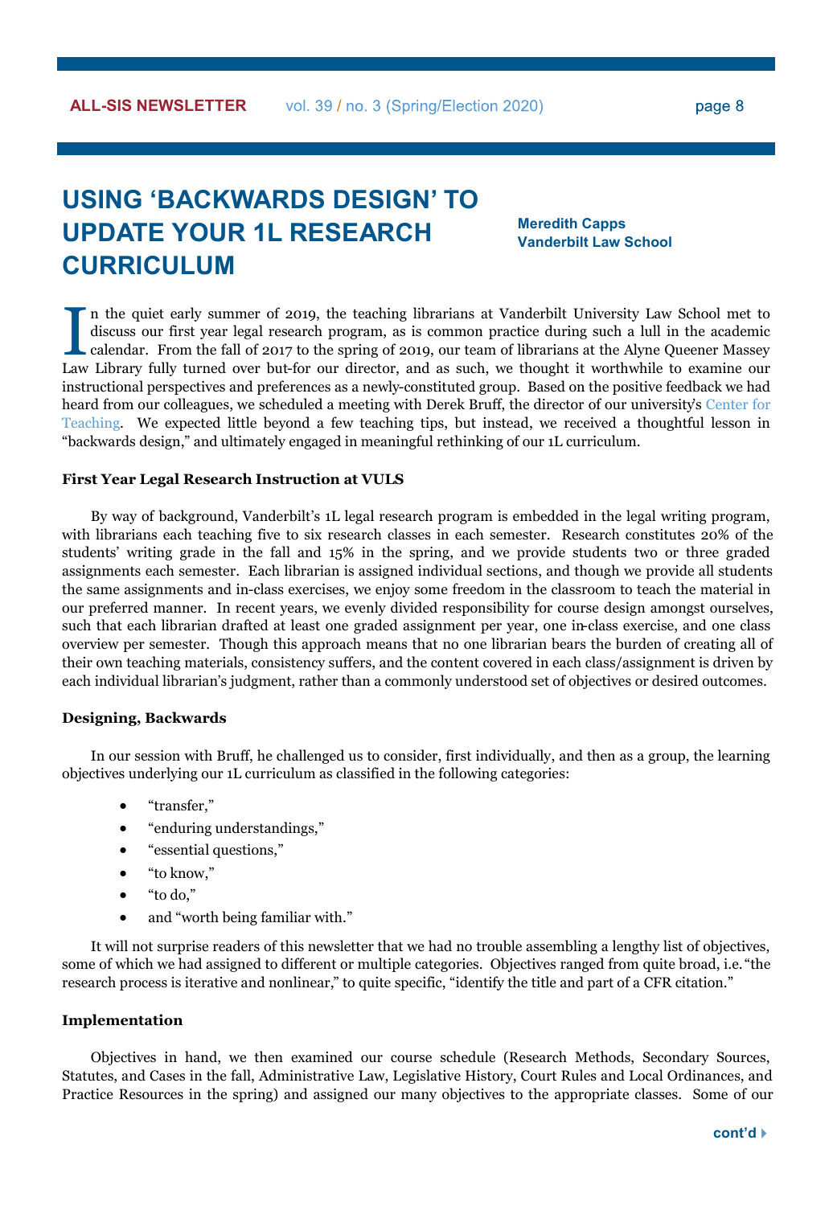# USING 'BACKWARDS DESIGN' TO UPDATE YOUR 1L RESEARCH CURRICULUM

**Meredith Capps**
**Vanderbilt Law School**

In the quiet early summer of 2019, the teaching librarians at Vanderbilt University Law School met to discuss our first year legal research program, as is common practice during such a lull in the academic calendar. From the fall of 2017 to the spring of 2019, our team of librarians at the Alyne Queener Massey Law Library fully turned over but-for our director, and as such, we thought it worthwhile to examine our instructional perspectives and preferences as a newly-constituted group. Based on the positive feedback we had heard from our colleagues, we scheduled a meeting with Derek Bruff, the director of our university's Center for Teaching. We expected little beyond a few teaching tips, but instead, we received a thoughtful lesson in "backwards design," and ultimately engaged in meaningful rethinking of our 1L curriculum.

### First Year Legal Research Instruction at VULS

By way of background, Vanderbilt's 1L legal research program is embedded in the legal writing program, with librarians each teaching five to six research classes in each semester. Research constitutes 20% of the students' writing grade in the fall and 15% in the spring, and we provide students two or three graded assignments each semester. Each librarian is assigned individual sections, and though we provide all students the same assignments and in-class exercises, we enjoy some freedom in the classroom to teach the material in our preferred manner. In recent years, we evenly divided responsibility for course design amongst ourselves, such that each librarian drafted at least one graded assignment per year, one in-class exercise, and one class overview per semester. Though this approach means that no one librarian bears the burden of creating all of their own teaching materials, consistency suffers, and the content covered in each class/assignment is driven by each individual librarian's judgment, rather than a commonly understood set of objectives or desired outcomes.

### Designing, Backwards

In our session with Bruff, he challenged us to consider, first individually, and then as a group, the learning objectives underlying our 1L curriculum as classified in the following categories:

- "transfer,"
- "enduring understandings,"
- "essential questions,"
- "to know,"
- "to do,"
- and "worth being familiar with."

It will not surprise readers of this newsletter that we had no trouble assembling a lengthy list of objectives, some of which we had assigned to different or multiple categories. Objectives ranged from quite broad, i.e. "the research process is iterative and nonlinear," to quite specific, "identify the title and part of a CFR citation."

### Implementation

Objectives in hand, we then examined our course schedule (Research Methods, Secondary Sources, Statutes, and Cases in the fall, Administrative Law, Legislative History, Court Rules and Local Ordinances, and Practice Resources in the spring) and assigned our many objectives to the appropriate classes. Some of our

cont'd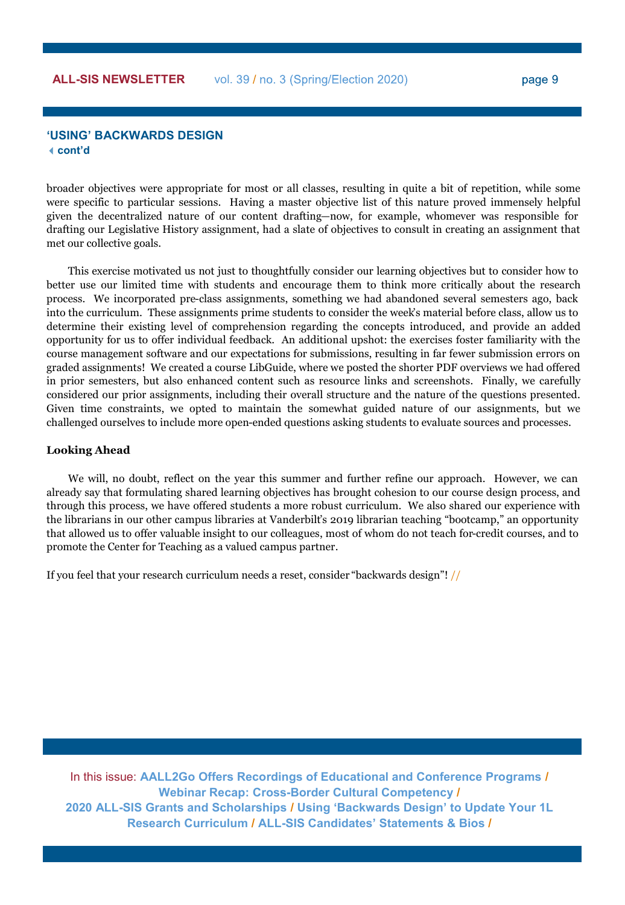## 'USING' BACKWARDS DESIGN

**cont'd**

broader objectives were appropriate for most or all classes, resulting in quite a bit of repetition, while some were specific to particular sessions. Having a master objective list of this nature proved immensely helpful given the decentralized nature of our content drafting—now, for example, whomever was responsible for drafting our Legislative History assignment, had a slate of objectives to consult in creating an assignment that met our collective goals.

This exercise motivated us not just to thoughtfully consider our learning objectives but to consider how to better use our limited time with students and encourage them to think more critically about the research process. We incorporated pre-class assignments, something we had abandoned several semesters ago, back into the curriculum. These assignments prime students to consider the week's material before class, allow us to determine their existing level of comprehension regarding the concepts introduced, and provide an added opportunity for us to offer individual feedback. An additional upshot: the exercises foster familiarity with the course management software and our expectations for submissions, resulting in far fewer submission errors on graded assignments! We created a course LibGuide, where we posted the shorter PDF overviews we had offered in prior semesters, but also enhanced content such as resource links and screenshots. Finally, we carefully considered our prior assignments, including their overall structure and the nature of the questions presented. Given time constraints, we opted to maintain the somewhat guided nature of our assignments, but we challenged ourselves to include more open-ended questions asking students to evaluate sources and processes.

**Looking Ahead**

We will, no doubt, reflect on the year this summer and further refine our approach. However, we can already say that formulating shared learning objectives has brought cohesion to our course design process, and through this process, we have offered students a more robust curriculum. We also shared our experience with the librarians in our other campus libraries at Vanderbilt's 2019 librarian teaching "bootcamp," an opportunity that allowed us to offer valuable insight to our colleagues, most of whom do not teach for-credit courses, and to promote the Center for Teaching as a valued campus partner.

If you feel that your research curriculum needs a reset, consider "backwards design"! //

In this issue: **AALL2Go Offers Recordings of Educational and Conference Programs** / **Webinar Recap: Cross-Border Cultural Competency** / **2020 ALL-SIS Grants and Scholarships** / **Using 'Backwards Design' to Update Your 1L Research Curriculum** / **ALL-SIS Candidates' Statements & Bios** /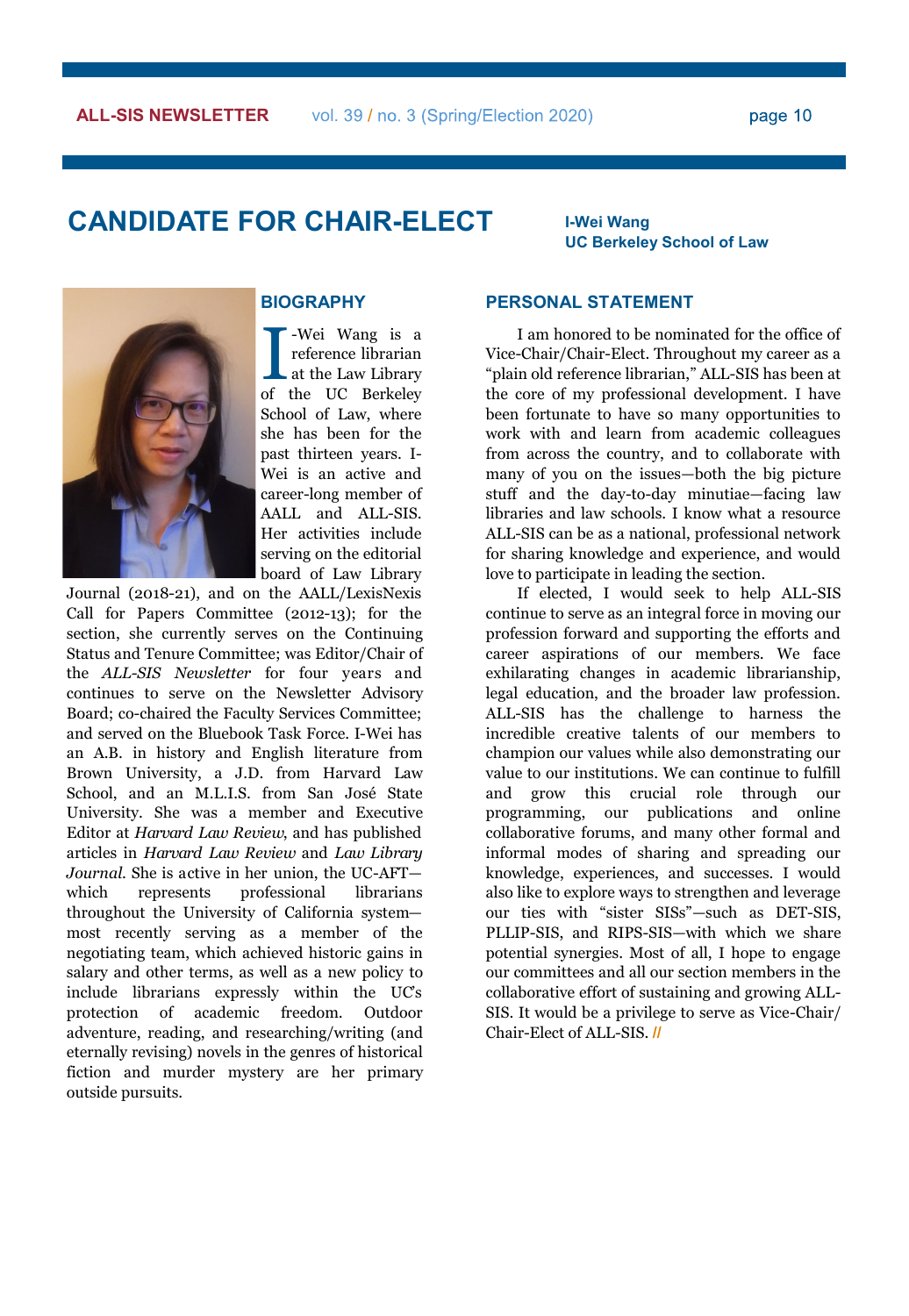# CANDIDATE FOR CHAIR-ELECT

**I-Wei Wang**
**UC Berkeley School of Law**

## BIOGRAPHY

I-Wei Wang is a reference librarian at the Law Library of the UC Berkeley School of Law, where she has been for the past thirteen years. I-Wei is an active and career-long member of AALL and ALL-SIS. Her activities include serving on the editorial board of Law Library Journal (2018-21), and on the AALL/LexisNexis Call for Papers Committee (2012-13); for the section, she currently serves on the Continuing Status and Tenure Committee; was Editor/Chair of the *ALL-SIS Newsletter* for four years and continues to serve on the Newsletter Advisory Board; co-chaired the Faculty Services Committee; and served on the Bluebook Task Force. I-Wei has an A.B. in history and English literature from Brown University, a J.D. from Harvard Law School, and an M.L.I.S. from San José State University. She was a member and Executive Editor at *Harvard Law Review*, and has published articles in *Harvard Law Review* and *Law Library Journal*. She is active in her union, the UC-AFT—which represents professional librarians throughout the University of California system—most recently serving as a member of the negotiating team, which achieved historic gains in salary and other terms, as well as a new policy to include librarians expressly within the UC's protection of academic freedom. Outdoor adventure, reading, and researching/writing (and eternally revising) novels in the genres of historical fiction and murder mystery are her primary outside pursuits.

## PERSONAL STATEMENT

I am honored to be nominated for the office of Vice-Chair/Chair-Elect. Throughout my career as a "plain old reference librarian," ALL-SIS has been at the core of my professional development. I have been fortunate to have so many opportunities to work with and learn from academic colleagues from across the country, and to collaborate with many of you on the issues—both the big picture stuff and the day-to-day minutiae—facing law libraries and law schools. I know what a resource ALL-SIS can be as a national, professional network for sharing knowledge and experience, and would love to participate in leading the section.

If elected, I would seek to help ALL-SIS continue to serve as an integral force in moving our profession forward and supporting the efforts and career aspirations of our members. We face exhilarating changes in academic librarianship, legal education, and the broader law profession. ALL-SIS has the challenge to harness the incredible creative talents of our members to champion our values while also demonstrating our value to our institutions. We can continue to fulfill and grow this crucial role through our programming, our publications and online collaborative forums, and many other formal and informal modes of sharing and spreading our knowledge, experiences, and successes. I would also like to explore ways to strengthen and leverage our ties with "sister SISs"—such as DET-SIS, PLLIP-SIS, and RIPS-SIS—with which we share potential synergies. Most of all, I hope to engage our committees and all our section members in the collaborative effort of sustaining and growing ALL-SIS. It would be a privilege to serve as Vice-Chair/Chair-Elect of ALL-SIS. //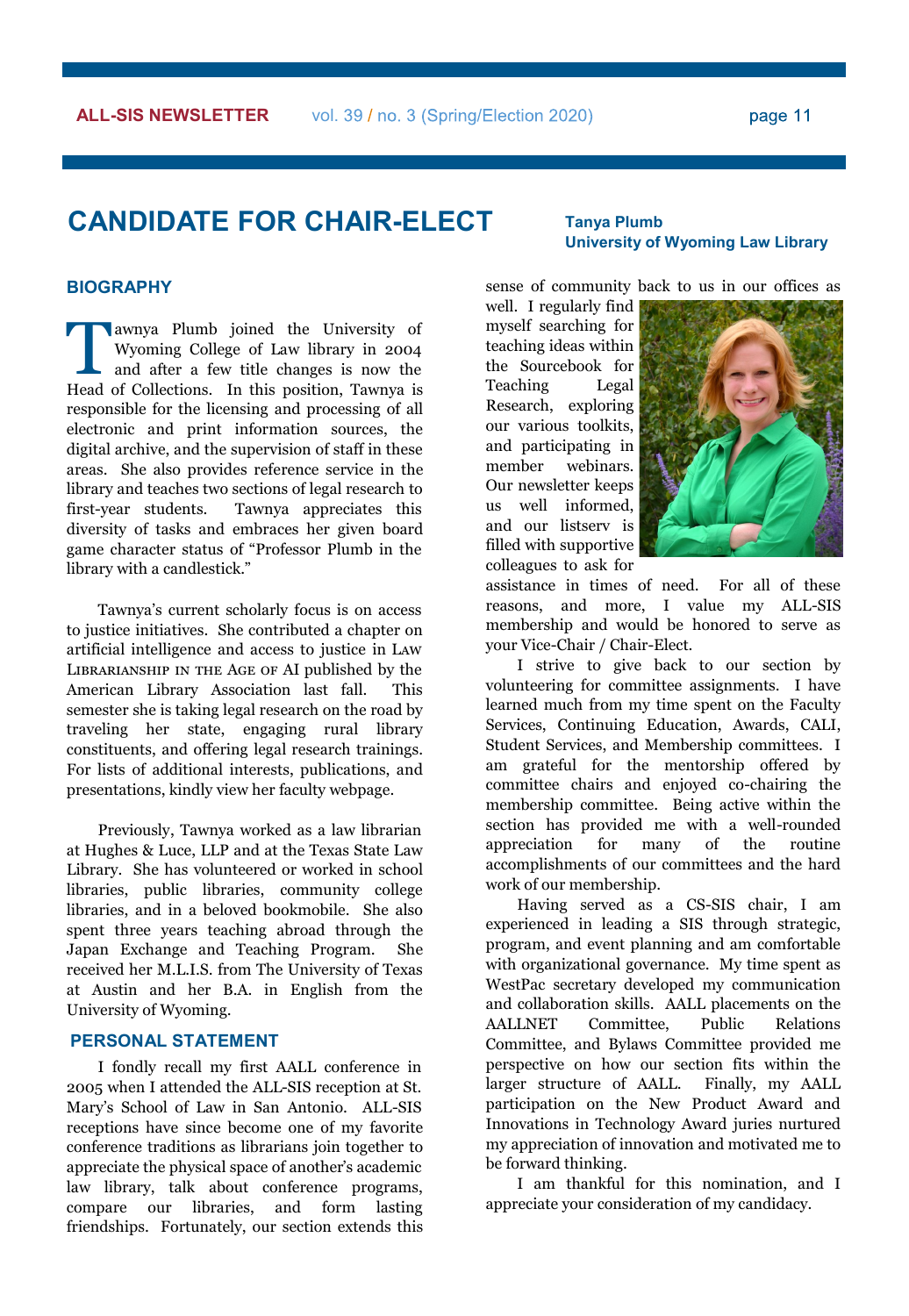# CANDIDATE FOR CHAIR-ELECT

**Tanya Plumb**
**University of Wyoming Law Library**

## BIOGRAPHY

Tawnya Plumb joined the University of Wyoming College of Law library in 2004 and after a few title changes is now the Head of Collections. In this position, Tawnya is responsible for the licensing and processing of all electronic and print information sources, the digital archive, and the supervision of staff in these areas. She also provides reference service in the library and teaches two sections of legal research to first-year students. Tawnya appreciates this diversity of tasks and embraces her given board game character status of "Professor Plumb in the library with a candlestick."

Tawnya's current scholarly focus is on access to justice initiatives. She contributed a chapter on artificial intelligence and access to justice in Law Librarianship in the Age of AI published by the American Library Association last fall. This semester she is taking legal research on the road by traveling her state, engaging rural library constituents, and offering legal research trainings. For lists of additional interests, publications, and presentations, kindly view her faculty webpage.

Previously, Tawnya worked as a law librarian at Hughes & Luce, LLP and at the Texas State Law Library. She has volunteered or worked in school libraries, public libraries, community college libraries, and in a beloved bookmobile. She also spent three years teaching abroad through the Japan Exchange and Teaching Program. She received her M.L.I.S. from The University of Texas at Austin and her B.A. in English from the University of Wyoming.

## PERSONAL STATEMENT

I fondly recall my first AALL conference in 2005 when I attended the ALL-SIS reception at St. Mary's School of Law in San Antonio. ALL-SIS receptions have since become one of my favorite conference traditions as librarians join together to appreciate the physical space of another's academic law library, talk about conference programs, compare our libraries, and form lasting friendships. Fortunately, our section extends this sense of community back to us in our offices as well. I regularly find myself searching for teaching ideas within the Sourcebook for Teaching Legal Research, exploring our various toolkits, and participating in member webinars. Our newsletter keeps us well informed, and our listserv is filled with supportive colleagues to ask for assistance in times of need. For all of these reasons, and more, I value my ALL-SIS membership and would be honored to serve as your Vice-Chair / Chair-Elect.

I strive to give back to our section by volunteering for committee assignments. I have learned much from my time spent on the Faculty Services, Continuing Education, Awards, CALI, Student Services, and Membership committees. I am grateful for the mentorship offered by committee chairs and enjoyed co-chairing the membership committee. Being active within the section has provided me with a well-rounded appreciation for many of the routine accomplishments of our committees and the hard work of our membership.

Having served as a CS-SIS chair, I am experienced in leading a SIS through strategic, program, and event planning and am comfortable with organizational governance. My time spent as WestPac secretary developed my communication and collaboration skills. AALL placements on the AALLNET Committee, Public Relations Committee, and Bylaws Committee provided me perspective on how our section fits within the larger structure of AALL. Finally, my AALL participation on the New Product Award and Innovations in Technology Award juries nurtured my appreciation of innovation and motivated me to be forward thinking.

I am thankful for this nomination, and I appreciate your consideration of my candidacy.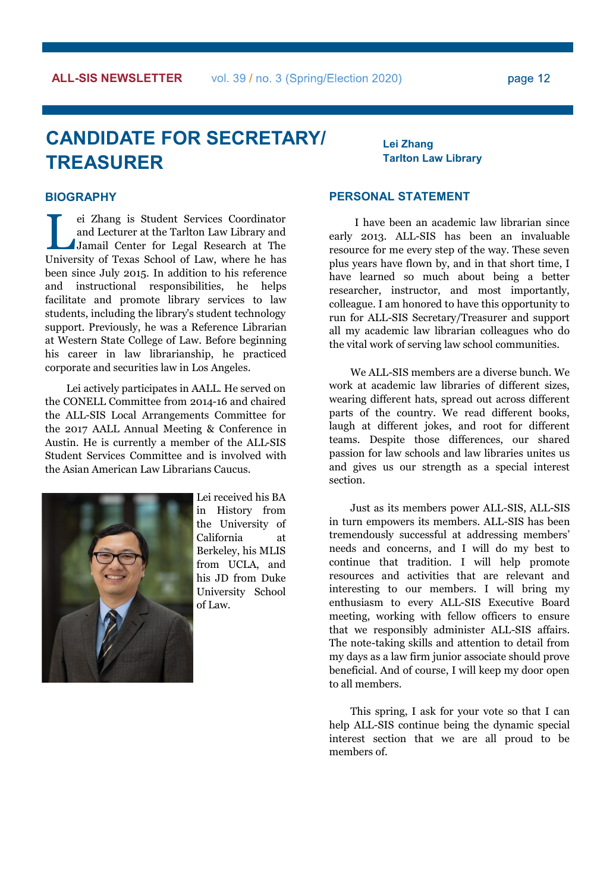# CANDIDATE FOR SECRETARY/ TREASURER

**Lei Zhang**
**Tarlton Law Library**

## BIOGRAPHY

Lei Zhang is Student Services Coordinator and Lecturer at the Tarlton Law Library and Jamail Center for Legal Research at The University of Texas School of Law, where he has been since July 2015. In addition to his reference and instructional responsibilities, he helps facilitate and promote library services to law students, including the library's student technology support. Previously, he was a Reference Librarian at Western State College of Law. Before beginning his career in law librarianship, he practiced corporate and securities law in Los Angeles.

Lei actively participates in AALL. He served on the CONELL Committee from 2014-16 and chaired the ALL-SIS Local Arrangements Committee for the 2017 AALL Annual Meeting & Conference in Austin. He is currently a member of the ALL-SIS Student Services Committee and is involved with the Asian American Law Librarians Caucus.

Lei received his BA in History from the University of California at Berkeley, his MLIS from UCLA, and his JD from Duke University School of Law.

## PERSONAL STATEMENT

I have been an academic law librarian since early 2013. ALL-SIS has been an invaluable resource for me every step of the way. These seven plus years have flown by, and in that short time, I have learned so much about being a better researcher, instructor, and most importantly, colleague. I am honored to have this opportunity to run for ALL-SIS Secretary/Treasurer and support all my academic law librarian colleagues who do the vital work of serving law school communities.

We ALL-SIS members are a diverse bunch. We work at academic law libraries of different sizes, wearing different hats, spread out across different parts of the country. We read different books, laugh at different jokes, and root for different teams. Despite those differences, our shared passion for law schools and law libraries unites us and gives us our strength as a special interest section.

Just as its members power ALL-SIS, ALL-SIS in turn empowers its members. ALL-SIS has been tremendously successful at addressing members' needs and concerns, and I will do my best to continue that tradition. I will help promote resources and activities that are relevant and interesting to our members. I will bring my enthusiasm to every ALL-SIS Executive Board meeting, working with fellow officers to ensure that we responsibly administer ALL-SIS affairs. The note-taking skills and attention to detail from my days as a law firm junior associate should prove beneficial. And of course, I will keep my door open to all members.

This spring, I ask for your vote so that I can help ALL-SIS continue being the dynamic special interest section that we are all proud to be members of.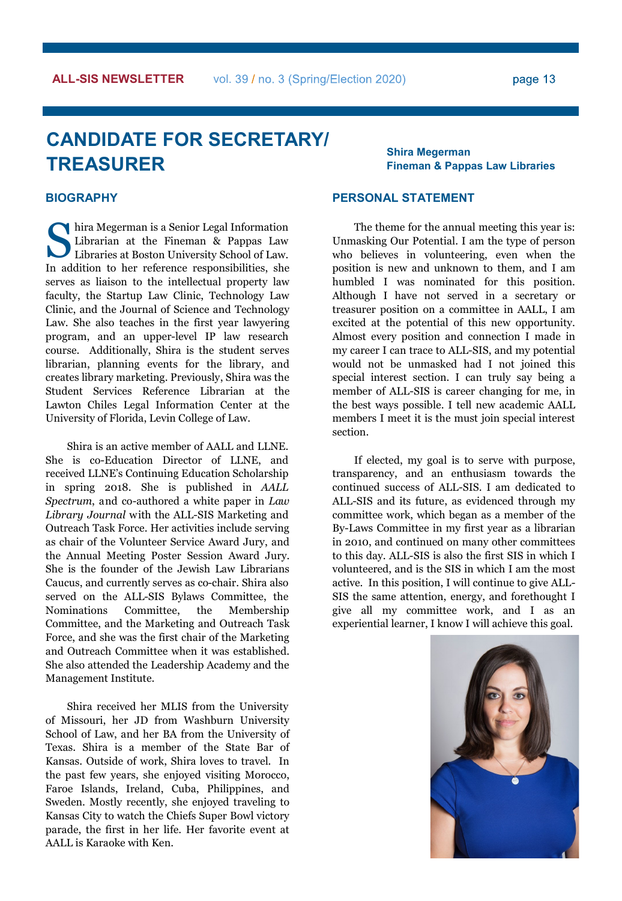# CANDIDATE FOR SECRETARY/ TREASURER

**Shira Megerman**
**Fineman & Pappas Law Libraries**

## BIOGRAPHY

Shira Megerman is a Senior Legal Information Librarian at the Fineman & Pappas Law Libraries at Boston University School of Law. In addition to her reference responsibilities, she serves as liaison to the intellectual property law faculty, the Startup Law Clinic, Technology Law Clinic, and the Journal of Science and Technology Law. She also teaches in the first year lawyering program, and an upper-level IP law research course. Additionally, Shira is the student serves librarian, planning events for the library, and creates library marketing. Previously, Shira was the Student Services Reference Librarian at the Lawton Chiles Legal Information Center at the University of Florida, Levin College of Law.

Shira is an active member of AALL and LLNE. She is co-Education Director of LLNE, and received LLNE's Continuing Education Scholarship in spring 2018. She is published in *AALL Spectrum*, and co-authored a white paper in *Law Library Journal* with the ALL-SIS Marketing and Outreach Task Force. Her activities include serving as chair of the Volunteer Service Award Jury, and the Annual Meeting Poster Session Award Jury. She is the founder of the Jewish Law Librarians Caucus, and currently serves as co-chair. Shira also served on the ALL-SIS Bylaws Committee, the Nominations Committee, the Membership Committee, and the Marketing and Outreach Task Force, and she was the first chair of the Marketing and Outreach Committee when it was established. She also attended the Leadership Academy and the Management Institute.

Shira received her MLIS from the University of Missouri, her JD from Washburn University School of Law, and her BA from the University of Texas. Shira is a member of the State Bar of Kansas. Outside of work, Shira loves to travel. In the past few years, she enjoyed visiting Morocco, Faroe Islands, Ireland, Cuba, Philippines, and Sweden. Mostly recently, she enjoyed traveling to Kansas City to watch the Chiefs Super Bowl victory parade, the first in her life. Her favorite event at AALL is Karaoke with Ken.

## PERSONAL STATEMENT

The theme for the annual meeting this year is: Unmasking Our Potential. I am the type of person who believes in volunteering, even when the position is new and unknown to them, and I am humbled I was nominated for this position. Although I have not served in a secretary or treasurer position on a committee in AALL, I am excited at the potential of this new opportunity. Almost every position and connection I made in my career I can trace to ALL-SIS, and my potential would not be unmasked had I not joined this special interest section. I can truly say being a member of ALL-SIS is career changing for me, in the best ways possible. I tell new academic AALL members I meet it is the must join special interest section.

If elected, my goal is to serve with purpose, transparency, and an enthusiasm towards the continued success of ALL-SIS. I am dedicated to ALL-SIS and its future, as evidenced through my committee work, which began as a member of the By-Laws Committee in my first year as a librarian in 2010, and continued on many other committees to this day. ALL-SIS is also the first SIS in which I volunteered, and is the SIS in which I am the most active. In this position, I will continue to give ALL-SIS the same attention, energy, and forethought I give all my committee work, and I as an experiential learner, I know I will achieve this goal.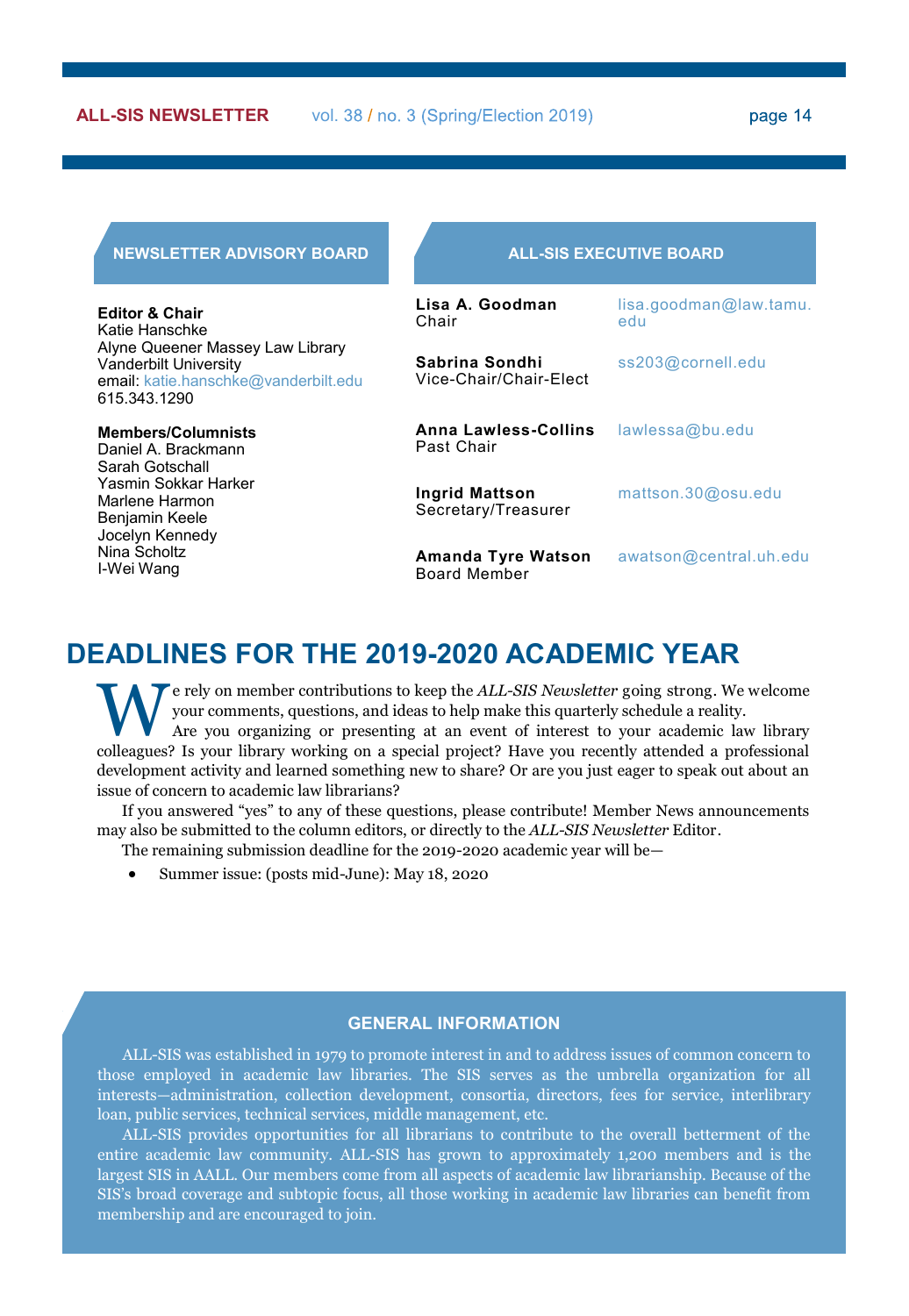## NEWSLETTER ADVISORY BOARD

**Editor & Chair**
Katie Hanschke
Alyne Queener Massey Law Library
Vanderbilt University
email: katie.hanschke@vanderbilt.edu
615.343.1290

**Members/Columnists**
Daniel A. Brackmann
Sarah Gotschall
Yasmin Sokkar Harker
Marlene Harmon
Benjamin Keele
Jocelyn Kennedy
Nina Scholtz
I-Wei Wang

## ALL-SIS EXECUTIVE BOARD

| | |
|---|---|
| **Lisa A. Goodman** Chair | lisa.goodman@law.tamu.edu |
| **Sabrina Sondhi** Vice-Chair/Chair-Elect | ss203@cornell.edu |
| **Anna Lawless-Collins** Past Chair | lawlessa@bu.edu |
| **Ingrid Mattson** Secretary/Treasurer | mattson.30@osu.edu |
| **Amanda Tyre Watson** Board Member | awatson@central.uh.edu |

# DEADLINES FOR THE 2019-2020 ACADEMIC YEAR

We rely on member contributions to keep the *ALL-SIS Newsletter* going strong. We welcome your comments, questions, and ideas to help make this quarterly schedule a reality.

Are you organizing or presenting at an event of interest to your academic law library colleagues? Is your library working on a special project? Have you recently attended a professional development activity and learned something new to share? Or are you just eager to speak out about an issue of concern to academic law librarians?

If you answered "yes" to any of these questions, please contribute! Member News announcements may also be submitted to the column editors, or directly to the *ALL-SIS Newsletter* Editor.

The remaining submission deadline for the 2019-2020 academic year will be—

- Summer issue: (posts mid-June): May 18, 2020

## GENERAL INFORMATION

ALL-SIS was established in 1979 to promote interest in and to address issues of common concern to those employed in academic law libraries. The SIS serves as the umbrella organization for all interests—administration, collection development, consortia, directors, fees for service, interlibrary loan, public services, technical services, middle management, etc.

ALL-SIS provides opportunities for all librarians to contribute to the overall betterment of the entire academic law community. ALL-SIS has grown to approximately 1,200 members and is the largest SIS in AALL. Our members come from all aspects of academic law librarianship. Because of the SIS's broad coverage and subtopic focus, all those working in academic law libraries can benefit from membership and are encouraged to join.